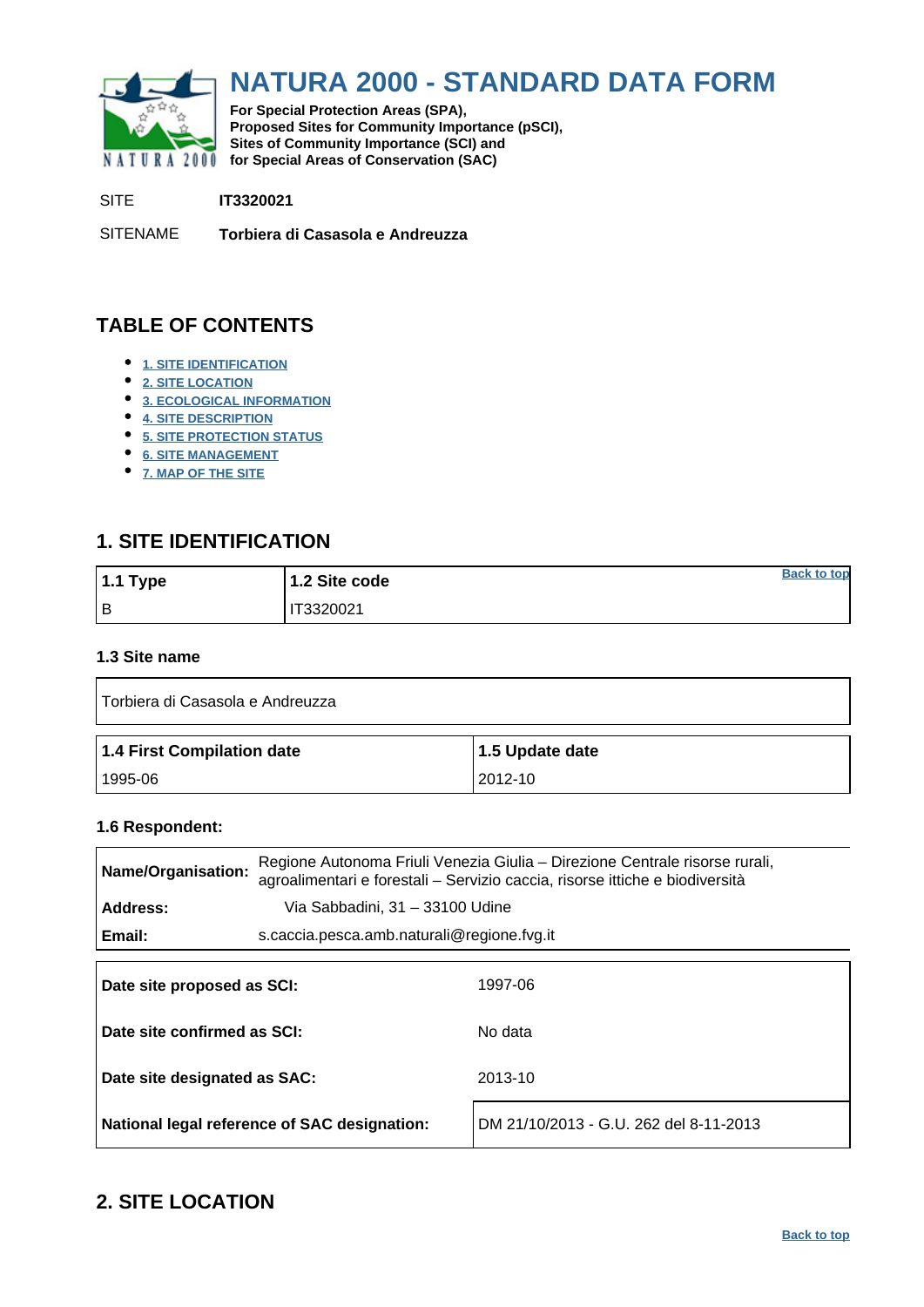# NATURA 2000 - STANDARD DATA FORM

**For Special Protection Areas (SPA), Proposed Sites for Community Importance (pSCI), Sites of Community Importance (SCI) and for Special Areas of Conservation (SAC)**

SITE **IT3320021**

SITENAME **Torbiera di Casasola e Andreuzza**

## TABLE OF CONTENTS

- 1. SITE IDENTIFICATION
- 2. SITE LOCATION
- 3. ECOLOGICAL INFORMATION
- 4. SITE DESCRIPTION
- 5. SITE PROTECTION STATUS
- 6. SITE MANAGEMENT
- 7. MAP OF THE SITE

## 1. SITE IDENTIFICATION

Back to top

| 1.1 Type | 1.2 Site code |
|---|---|
| B | IT3320021 |

### 1.3 Site name

Torbiera di Casasola e Andreuzza

| 1.4 First Compilation date | 1.5 Update date |
|---|---|
| 1995-06 | 2012-10 |

### 1.6 Respondent:

| | |
|---|---|
| **Name/Organisation:** | Regione Autonoma Friuli Venezia Giulia – Direzione Centrale risorse rurali, agroalimentari e forestali – Servizio caccia, risorse ittiche e biodiversità |
| **Address:** | Via Sabbadini, 31 – 33100 Udine |
| **Email:** | s.caccia.pesca.amb.naturali@regione.fvg.it |

| | |
|---|---|
| **Date site proposed as SCI:** | 1997-06 |
| **Date site confirmed as SCI:** | No data |
| **Date site designated as SAC:** | 2013-10 |
| **National legal reference of SAC designation:** | DM 21/10/2013 - G.U. 262 del 8-11-2013 |

## 2. SITE LOCATION

Back to top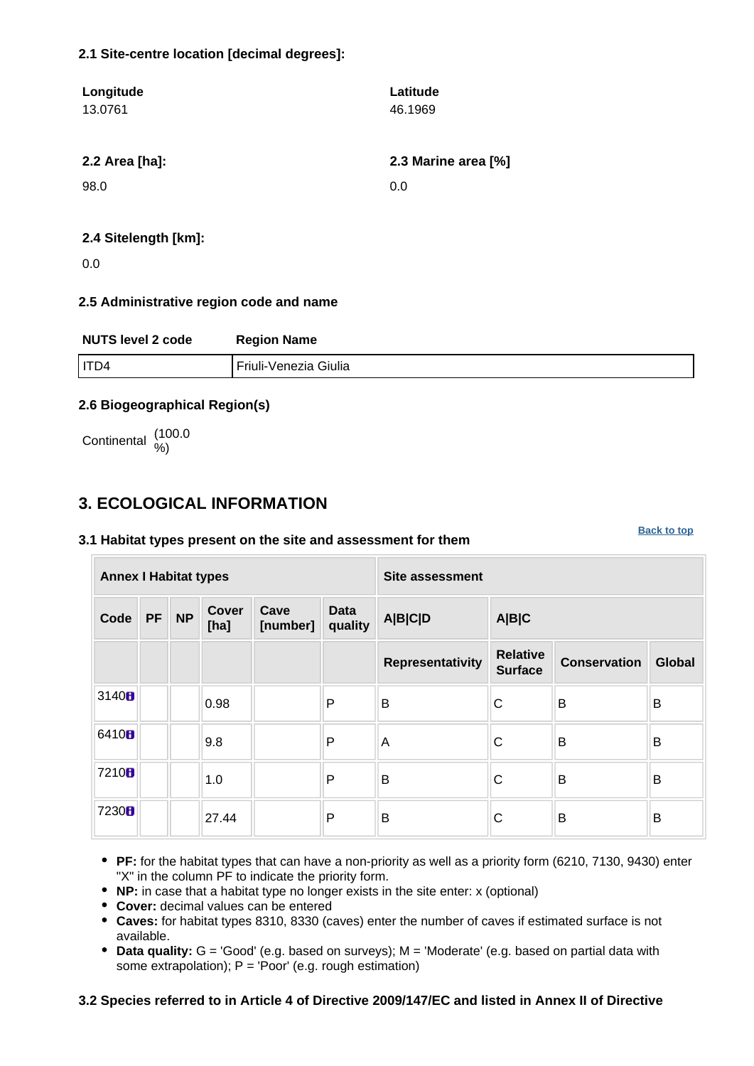### 2.1 Site-centre location [decimal degrees]:

| Longitude | Latitude |
|---|---|
| 13.0761 | 46.1969 |

### 2.2 Area [ha]:

98.0

### 2.3 Marine area [%]

0.0

### 2.4 Sitelength [km]:

0.0

### 2.5 Administrative region code and name

| NUTS level 2 code | Region Name |
|---|---|
| ITD4 | Friuli-Venezia Giulia |

### 2.6 Biogeographical Region(s)

Continental (100.0 %)

## 3. ECOLOGICAL INFORMATION

Back to top

### 3.1 Habitat types present on the site and assessment for them

| Annex I Habitat types | | | | | | Site assessment | | | |
|---|---|---|---|---|---|---|---|---|---|
| Code | PF | NP | Cover [ha] | Cave [number] | Data quality | A\|B\|C\|D | A\|B\|C | | |
| | | | | | | Representativity | Relative Surface | Conservation | Global |
| 3140 | | | 0.98 | | P | B | C | B | B |
| 6410 | | | 9.8 | | P | A | C | B | B |
| 7210 | | | 1.0 | | P | B | C | B | B |
| 7230 | | | 27.44 | | P | B | C | B | B |

- **PF:** for the habitat types that can have a non-priority as well as a priority form (6210, 7130, 9430) enter "X" in the column PF to indicate the priority form.
- **NP:** in case that a habitat type no longer exists in the site enter: x (optional)
- **Cover:** decimal values can be entered
- **Caves:** for habitat types 8310, 8330 (caves) enter the number of caves if estimated surface is not available.
- **Data quality:** G = 'Good' (e.g. based on surveys); M = 'Moderate' (e.g. based on partial data with some extrapolation); P = 'Poor' (e.g. rough estimation)

### 3.2 Species referred to in Article 4 of Directive 2009/147/EC and listed in Annex II of Directive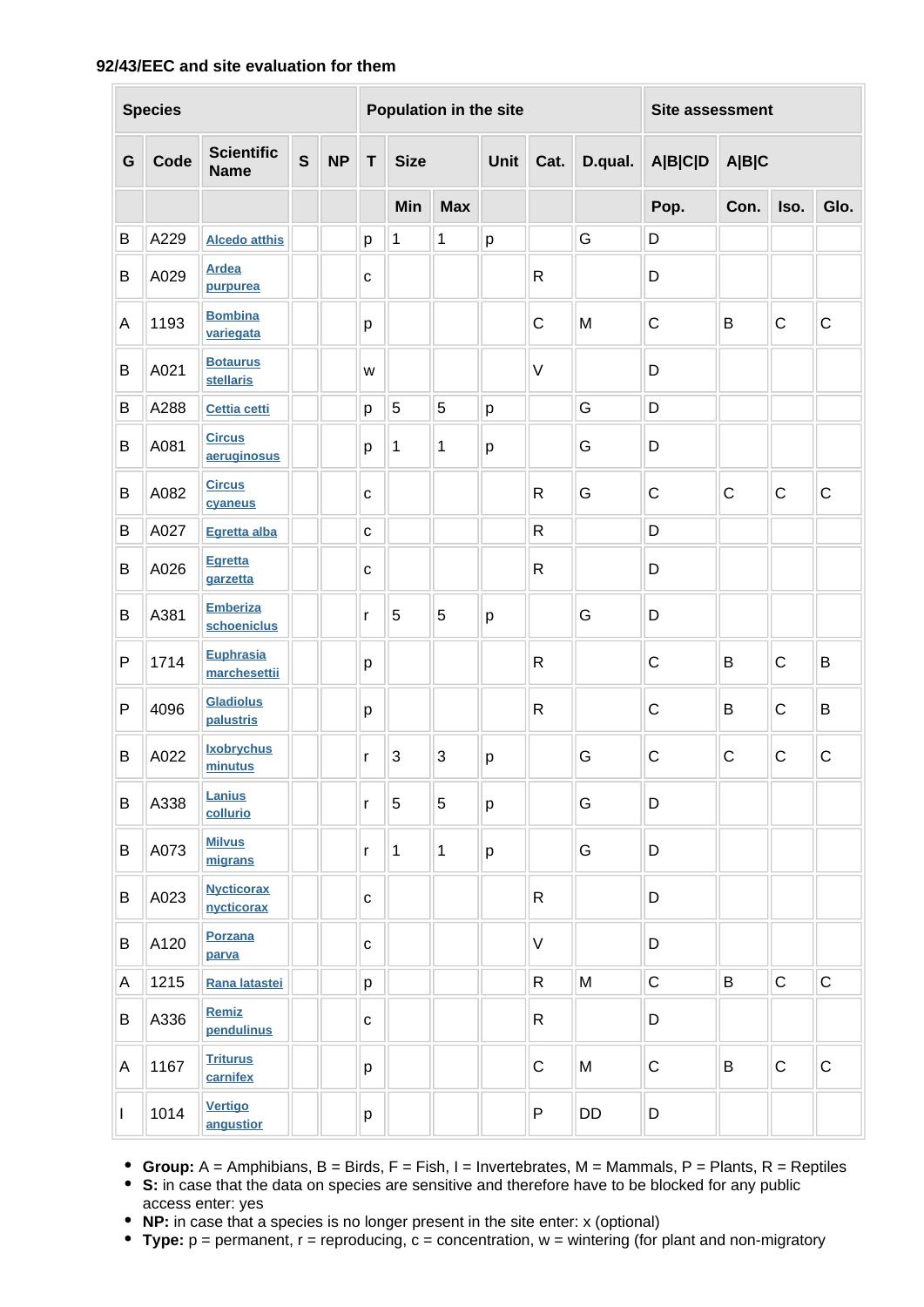**92/43/EEC and site evaluation for them**

| Species | | | | | Population in the site | | | | | | Site assessment | | | |
|---|---|---|---|---|---|---|---|---|---|---|---|---|---|---|
| G | Code | Scientific Name | S | NP | T | Size | | Unit | Cat. | D.qual. | A\|B\|C\|D | A\|B\|C | | |
| | | | | | | Min | Max | | | | Pop. | Con. | Iso. | Glo. |
| B | A229 | Alcedo atthis | | | p | 1 | 1 | p | | G | D | | | |
| B | A029 | Ardea purpurea | | | c | | | | R | | D | | | |
| A | 1193 | Bombina variegata | | | p | | | | C | M | C | B | C | C |
| B | A021 | Botaurus stellaris | | | w | | | | V | | D | | | |
| B | A288 | Cettia cetti | | | p | 5 | 5 | p | | G | D | | | |
| B | A081 | Circus aeruginosus | | | p | 1 | 1 | p | | G | D | | | |
| B | A082 | Circus cyaneus | | | c | | | | R | G | C | C | C | C |
| B | A027 | Egretta alba | | | c | | | | R | | D | | | |
| B | A026 | Egretta garzetta | | | c | | | | R | | D | | | |
| B | A381 | Emberiza schoeniclus | | | r | 5 | 5 | p | | G | D | | | |
| P | 1714 | Euphrasia marchesettii | | | p | | | | R | | C | B | C | B |
| P | 4096 | Gladiolus palustris | | | p | | | | R | | C | B | C | B |
| B | A022 | Ixobrychus minutus | | | r | 3 | 3 | p | | G | C | C | C | C |
| B | A338 | Lanius collurio | | | r | 5 | 5 | p | | G | D | | | |
| B | A073 | Milvus migrans | | | r | 1 | 1 | p | | G | D | | | |
| B | A023 | Nycticorax nycticorax | | | c | | | | R | | D | | | |
| B | A120 | Porzana parva | | | c | | | | V | | D | | | |
| A | 1215 | Rana latastei | | | p | | | | R | M | C | B | C | C |
| B | A336 | Remiz pendulinus | | | c | | | | R | | D | | | |
| A | 1167 | Triturus carnifex | | | p | | | | C | M | C | B | C | C |
| I | 1014 | Vertigo angustior | | | p | | | | P | DD | D | | | |

- **Group:** A = Amphibians, B = Birds, F = Fish, I = Invertebrates, M = Mammals, P = Plants, R = Reptiles
- **S:** in case that the data on species are sensitive and therefore have to be blocked for any public access enter: yes
- **NP:** in case that a species is no longer present in the site enter: x (optional)
- **Type:** p = permanent, r = reproducing, c = concentration, w = wintering (for plant and non-migratory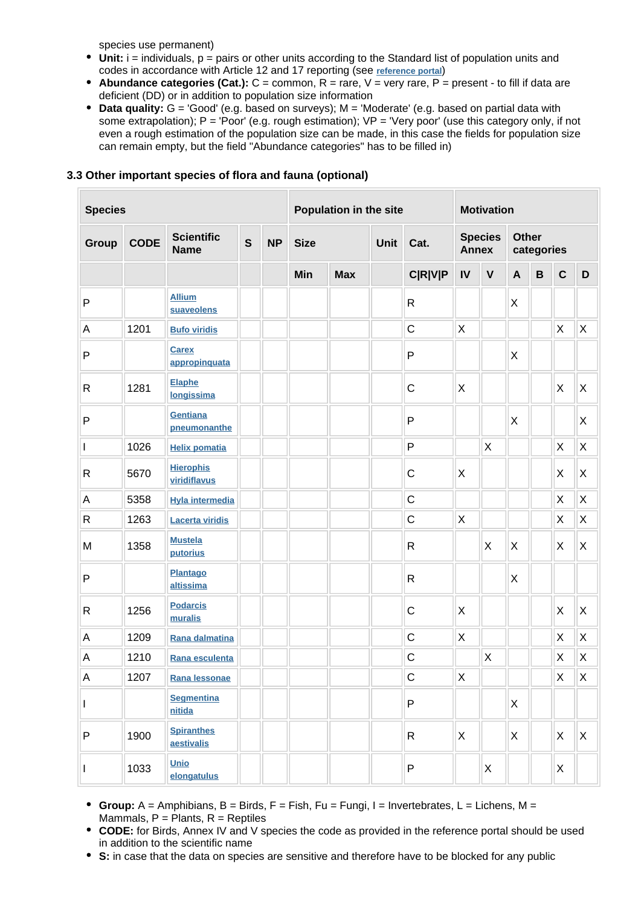species use permanent)

- **Unit:** i = individuals, p = pairs or other units according to the Standard list of population units and codes in accordance with Article 12 and 17 reporting (see reference portal)
- **Abundance categories (Cat.):** C = common, R = rare, V = very rare, P = present - to fill if data are deficient (DD) or in addition to population size information
- **Data quality:** G = 'Good' (e.g. based on surveys); M = 'Moderate' (e.g. based on partial data with some extrapolation); P = 'Poor' (e.g. rough estimation); VP = 'Very poor' (use this category only, if not even a rough estimation of the population size can be made, in this case the fields for population size can remain empty, but the field "Abundance categories" has to be filled in)

### 3.3 Other important species of flora and fauna (optional)

| Species | | | | | Population in the site | | | | Motivation | | | | | |
|---|---|---|---|---|---|---|---|---|---|---|---|---|---|---|
| Group | CODE | Scientific Name | S | NP | Size | | Unit | Cat. | Species Annex | | Other categories | | | |
| | | | | | Min | Max | | C\|R\|V\|P | IV | V | A | B | C | D |
| P | | Allium suaveolens | | | | | | R | | | X | | | |
| A | 1201 | Bufo viridis | | | | | | C | X | | | | X | X |
| P | | Carex appropinquata | | | | | | P | | | X | | | |
| R | 1281 | Elaphe longissima | | | | | | C | X | | | | X | X |
| P | | Gentiana pneumonanthe | | | | | | P | | | X | | | X |
| I | 1026 | Helix pomatia | | | | | | P | | X | | | X | X |
| R | 5670 | Hierophis viridiflavus | | | | | | C | X | | | | X | X |
| A | 5358 | Hyla intermedia | | | | | | C | | | | | X | X |
| R | 1263 | Lacerta viridis | | | | | | C | X | | | | X | X |
| M | 1358 | Mustela putorius | | | | | | R | | X | X | | X | X |
| P | | Plantago altissima | | | | | | R | | | X | | | |
| R | 1256 | Podarcis muralis | | | | | | C | X | | | | X | X |
| A | 1209 | Rana dalmatina | | | | | | C | X | | | | X | X |
| A | 1210 | Rana esculenta | | | | | | C | | X | | | X | X |
| A | 1207 | Rana lessonae | | | | | | C | X | | | | X | X |
| I | | Segmentina nitida | | | | | | P | | | X | | | |
| P | 1900 | Spiranthes aestivalis | | | | | | R | X | | X | | X | X |
| I | 1033 | Unio elongatulus | | | | | | P | | X | | | X | |

- **Group:** A = Amphibians, B = Birds, F = Fish, Fu = Fungi, I = Invertebrates, L = Lichens, M = Mammals, P = Plants, R = Reptiles
- **CODE:** for Birds, Annex IV and V species the code as provided in the reference portal should be used in addition to the scientific name
- **S:** in case that the data on species are sensitive and therefore have to be blocked for any public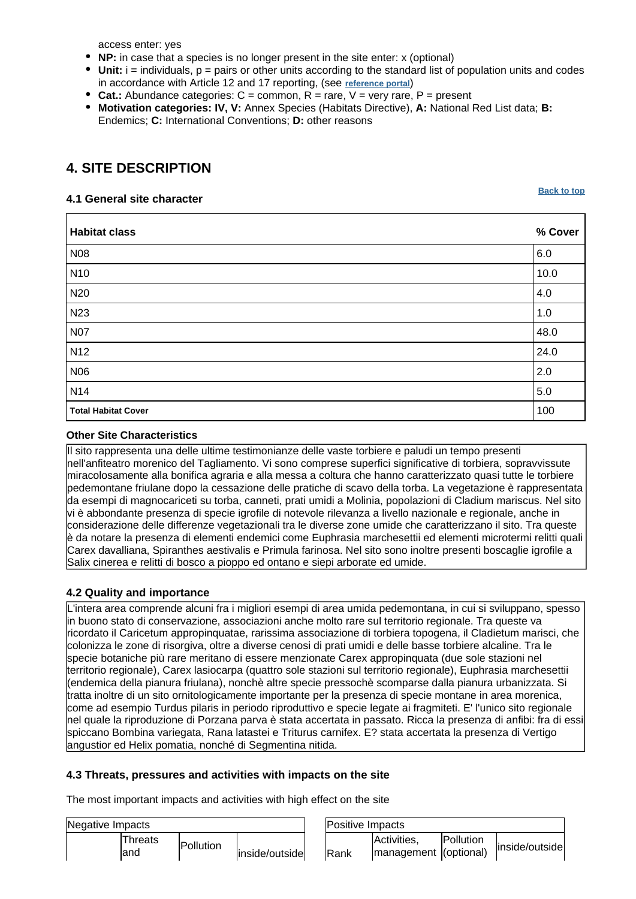access enter: yes

- **NP:** in case that a species is no longer present in the site enter: x (optional)
- **Unit:** i = individuals, p = pairs or other units according to the standard list of population units and codes in accordance with Article 12 and 17 reporting, (see **reference portal**)
- **Cat.:** Abundance categories: C = common, R = rare, V = very rare, P = present
- **Motivation categories: IV, V:** Annex Species (Habitats Directive), **A:** National Red List data; **B:** Endemics; **C:** International Conventions; **D:** other reasons

## 4. SITE DESCRIPTION

**Back to top**

### 4.1 General site character

| Habitat class | % Cover |
|---|---|
| N08 | 6.0 |
| N10 | 10.0 |
| N20 | 4.0 |
| N23 | 1.0 |
| N07 | 48.0 |
| N12 | 24.0 |
| N06 | 2.0 |
| N14 | 5.0 |
| **Total Habitat Cover** | 100 |

**Other Site Characteristics**

Il sito rappresenta una delle ultime testimonianze delle vaste torbiere e paludi un tempo presenti nell'anfiteatro morenico del Tagliamento. Vi sono comprese superfici significative di torbiera, sopravvissute miracolosamente alla bonifica agraria e alla messa a coltura che hanno caratterizzato quasi tutte le torbiere pedemontane friulane dopo la cessazione delle pratiche di scavo della torba. La vegetazione è rappresentata da esempi di magnocariceti su torba, canneti, prati umidi a Molinia, popolazioni di Cladium mariscus. Nel sito vi è abbondante presenza di specie igrofile di notevole rilevanza a livello nazionale e regionale, anche in considerazione delle differenze vegetazionali tra le diverse zone umide che caratterizzano il sito. Tra queste è da notare la presenza di elementi endemici come Euphrasia marchesettii ed elementi microtermi relitti quali Carex davalliana, Spiranthes aestivalis e Primula farinosa. Nel sito sono inoltre presenti boscaglie igrofile a Salix cinerea e relitti di bosco a pioppo ed ontano e siepi arborate ed umide.

### 4.2 Quality and importance

L'intera area comprende alcuni fra i migliori esempi di area umida pedemontana, in cui si sviluppano, spesso in buono stato di conservazione, associazioni anche molto rare sul territorio regionale. Tra queste va ricordato il Caricetum appropinquatae, rarissima associazione di torbiera topogena, il Cladietum marisci, che colonizza le zone di risorgiva, oltre a diverse cenosi di prati umidi e delle basse torbiere alcaline. Tra le specie botaniche più rare meritano di essere menzionate Carex appropinquata (due sole stazioni nel territorio regionale), Carex lasiocarpa (quattro sole stazioni sul territorio regionale), Euphrasia marchesettii (endemica della pianura friulana), nonchè altre specie pressochè scomparse dalla pianura urbanizzata. Si tratta inoltre di un sito ornitologicamente importante per la presenza di specie montane in area morenica, come ad esempio Turdus pilaris in periodo riproduttivo e specie legate ai fragmiteti. E' l'unico sito regionale nel quale la riproduzione di Porzana parva è stata accertata in passato. Ricca la presenza di anfibi: fra di essi spiccano Bombina variegata, Rana latastei e Triturus carnifex. E? stata accertata la presenza di Vertigo angustior ed Helix pomatia, nonché di Segmentina nitida.

### 4.3 Threats, pressures and activities with impacts on the site

The most important impacts and activities with high effect on the site

| Negative Impacts | | | |
|---|---|---|---|
| | Threats and | Pollution | inside/outside |

| Positive Impacts | | | |
|---|---|---|---|
| Rank | Activities, management | Pollution (optional) | inside/outside |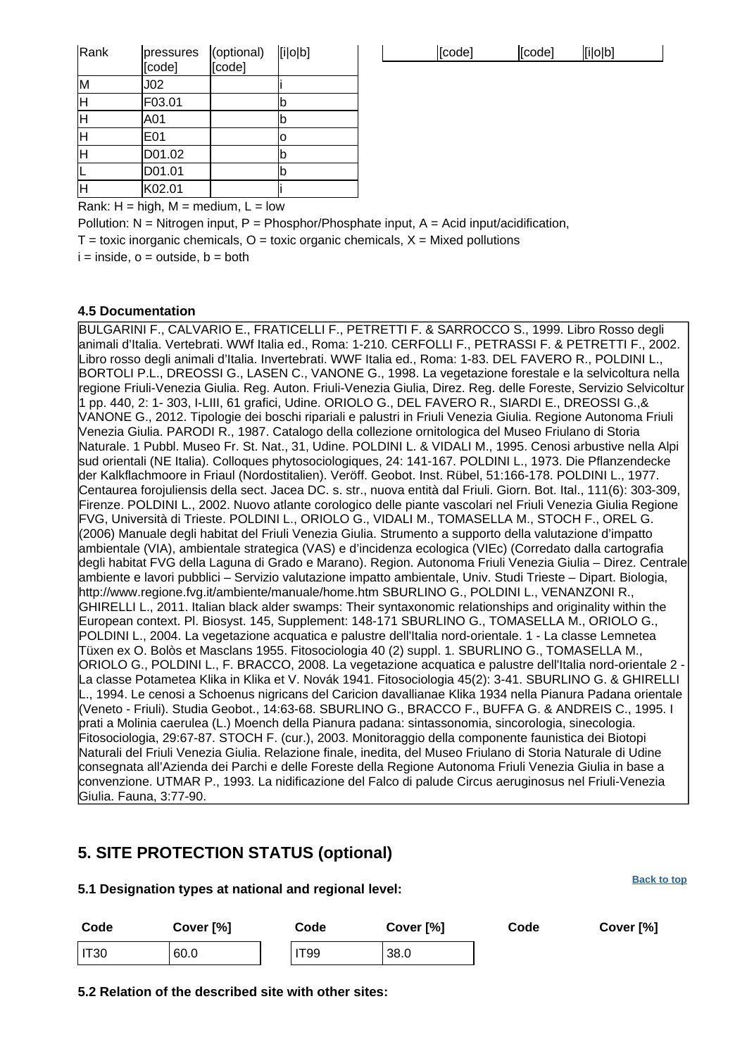| Rank | pressures [code] | (optional) [code] | [i\|o\|b] |
|---|---|---|---|
| M | J02 | | i |
| H | F03.01 | | b |
| H | A01 | | b |
| H | E01 | | o |
| H | D01.02 | | b |
| L | D01.01 | | b |
| H | K02.01 | | i |

| | [code] | [code] | [i\|o\|b] |
|---|---|---|---|

Rank: H = high, M = medium, L = low

Pollution: N = Nitrogen input, P = Phosphor/Phosphate input, A = Acid input/acidification,

T = toxic inorganic chemicals, O = toxic organic chemicals, X = Mixed pollutions

i = inside, o = outside, b = both

**4.5 Documentation**

BULGARINI F., CALVARIO E., FRATICELLI F., PETRETTI F. & SARROCCO S., 1999. Libro Rosso degli animali d'Italia. Vertebrati. WWf Italia ed., Roma: 1-210. CERFOLLI F., PETRASSI F. & PETRETTI F., 2002. Libro rosso degli animali d'Italia. Invertebrati. WWF Italia ed., Roma: 1-83. DEL FAVERO R., POLDINI L., BORTOLI P.L., DREOSSI G., LASEN C., VANONE G., 1998. La vegetazione forestale e la selvicoltura nella regione Friuli-Venezia Giulia. Reg. Auton. Friuli-Venezia Giulia, Direz. Reg. delle Foreste, Servizio Selvicoltur 1 pp. 440, 2: 1- 303, I-LIII, 61 grafici, Udine. ORIOLO G., DEL FAVERO R., SIARDI E., DREOSSI G.,& VANONE G., 2012. Tipologie dei boschi ripariali e palustri in Friuli Venezia Giulia. Regione Autonoma Friuli Venezia Giulia. PARODI R., 1987. Catalogo della collezione ornitologica del Museo Friulano di Storia Naturale. 1 Pubbl. Museo Fr. St. Nat., 31, Udine. POLDINI L. & VIDALI M., 1995. Cenosi arbustive nella Alpi sud orientali (NE Italia). Colloques phytosociologiques, 24: 141-167. POLDINI L., 1973. Die Pflanzendecke der Kalkflachmoore in Friaul (Nordostitalien). Veröff. Geobot. Inst. Rübel, 51:166-178. POLDINI L., 1977. Centaurea forojuliensis della sect. Jacea DC. s. str., nuova entità dal Friuli. Giorn. Bot. Ital., 111(6): 303-309, Firenze. POLDINI L., 2002. Nuovo atlante corologico delle piante vascolari nel Friuli Venezia Giulia Regione FVG, Università di Trieste. POLDINI L., ORIOLO G., VIDALI M., TOMASELLA M., STOCH F., OREL G. (2006) Manuale degli habitat del Friuli Venezia Giulia. Strumento a supporto della valutazione d'impatto ambientale (VIA), ambientale strategica (VAS) e d'incidenza ecologica (VIEc) (Corredato dalla cartografia degli habitat FVG della Laguna di Grado e Marano). Region. Autonoma Friuli Venezia Giulia – Direz. Centrale ambiente e lavori pubblici – Servizio valutazione impatto ambientale, Univ. Studi Trieste – Dipart. Biologia, http://www.regione.fvg.it/ambiente/manuale/home.htm SBURLINO G., POLDINI L., VENANZONI R., GHIRELLI L., 2011. Italian black alder swamps: Their syntaxonomic relationships and originality within the European context. Pl. Biosyst. 145, Supplement: 148-171 SBURLINO G., TOMASELLA M., ORIOLO G., POLDINI L., 2004. La vegetazione acquatica e palustre dell'Italia nord-orientale. 1 - La classe Lemnetea Tüxen ex O. Bolòs et Masclans 1955. Fitosociologia 40 (2) suppl. 1. SBURLINO G., TOMASELLA M., ORIOLO G., POLDINI L., F. BRACCO, 2008. La vegetazione acquatica e palustre dell'Italia nord-orientale 2 - La classe Potametea Klika in Klika et V. Novák 1941. Fitosociologia 45(2): 3-41. SBURLINO G. & GHIRELLI L., 1994. Le cenosi a Schoenus nigricans del Caricion davallianae Klika 1934 nella Pianura Padana orientale (Veneto - Friuli). Studia Geobot., 14:63-68. SBURLINO G., BRACCO F., BUFFA G. & ANDREIS C., 1995. I prati a Molinia caerulea (L.) Moench della Pianura padana: sintassonomia, sincorologia, sinecologia. Fitosociologia, 29:67-87. STOCH F. (cur.), 2003. Monitoraggio della componente faunistica dei Biotopi Naturali del Friuli Venezia Giulia. Relazione finale, inedita, del Museo Friulano di Storia Naturale di Udine consegnata all'Azienda dei Parchi e delle Foreste della Regione Autonoma Friuli Venezia Giulia in base a convenzione. UTMAR P., 1993. La nidificazione del Falco di palude Circus aeruginosus nel Friuli-Venezia Giulia. Fauna, 3:77-90.

## 5. SITE PROTECTION STATUS (optional)

**5.1 Designation types at national and regional level:**

| Code | Cover [%] | Code | Cover [%] | Code | Cover [%] |
|---|---|---|---|---|---|
| IT30 | 60.0 | IT99 | 38.0 | | |

**5.2 Relation of the described site with other sites:**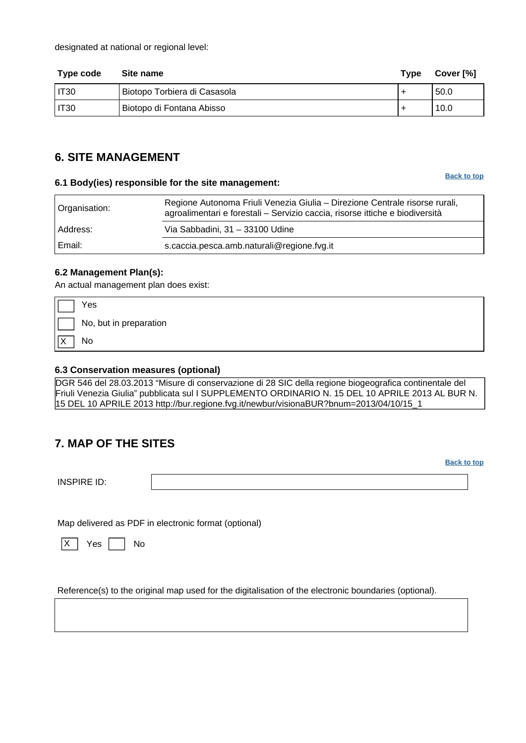designated at national or regional level:

| Type code | Site name | Type | Cover [%] |
|---|---|---|---|
| IT30 | Biotopo Torbiera di Casasola | + | 50.0 |
| IT30 | Biotopo di Fontana Abisso | + | 10.0 |

## 6. SITE MANAGEMENT

Back to top

### 6.1 Body(ies) responsible for the site management:

| | |
|---|---|
| Organisation: | Regione Autonoma Friuli Venezia Giulia – Direzione Centrale risorse rurali, agroalimentari e forestali – Servizio caccia, risorse ittiche e biodiversità |
| Address: | Via Sabbadini, 31 – 33100 Udine |
| Email: | s.caccia.pesca.amb.naturali@regione.fvg.it |

### 6.2 Management Plan(s):

An actual management plan does exist:

| | |
|---|---|
| | Yes |
| | No, but in preparation |
| X | No |

### 6.3 Conservation measures (optional)

DGR 546 del 28.03.2013 "Misure di conservazione di 28 SIC della regione biogeografica continentale del Friuli Venezia Giulia" pubblicata sul I SUPPLEMENTO ORDINARIO N. 15 DEL 10 APRILE 2013 AL BUR N. 15 DEL 10 APRILE 2013 http://bur.regione.fvg.it/newbur/visionaBUR?bnum=2013/04/10/15_1

## 7. MAP OF THE SITES

Back to top

INSPIRE ID:

Map delivered as PDF in electronic format (optional)

X Yes No

Reference(s) to the original map used for the digitalisation of the electronic boundaries (optional).